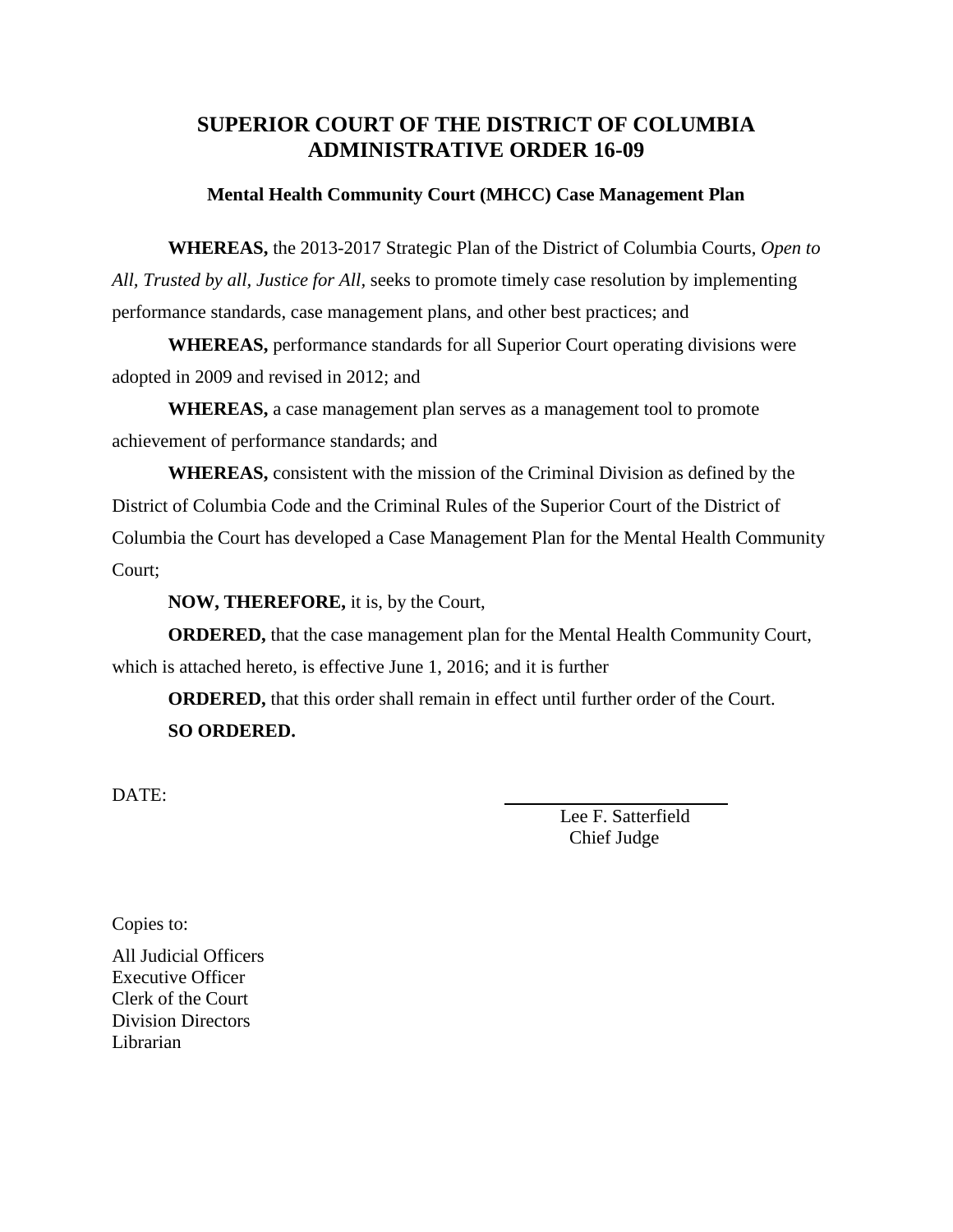# SUPERIOR COURT OF THE DISTRICT OF COLUMBIA
# ADMINISTRATIVE ORDER 16-09

### Mental Health Community Court (MHCC) Case Management Plan

**WHEREAS,** the 2013-2017 Strategic Plan of the District of Columbia Courts, *Open to All, Trusted by all, Justice for All*, seeks to promote timely case resolution by implementing performance standards, case management plans, and other best practices; and

**WHEREAS,** performance standards for all Superior Court operating divisions were adopted in 2009 and revised in 2012; and

**WHEREAS,** a case management plan serves as a management tool to promote achievement of performance standards; and

**WHEREAS,** consistent with the mission of the Criminal Division as defined by the District of Columbia Code and the Criminal Rules of the Superior Court of the District of Columbia the Court has developed a Case Management Plan for the Mental Health Community Court;

**NOW, THEREFORE,** it is, by the Court,

**ORDERED,** that the case management plan for the Mental Health Community Court, which is attached hereto, is effective June 1, 2016; and it is further

**ORDERED,** that this order shall remain in effect until further order of the Court.

**SO ORDERED.**

DATE:

Lee F. Satterfield
Chief Judge

Copies to:

All Judicial Officers
Executive Officer
Clerk of the Court
Division Directors
Librarian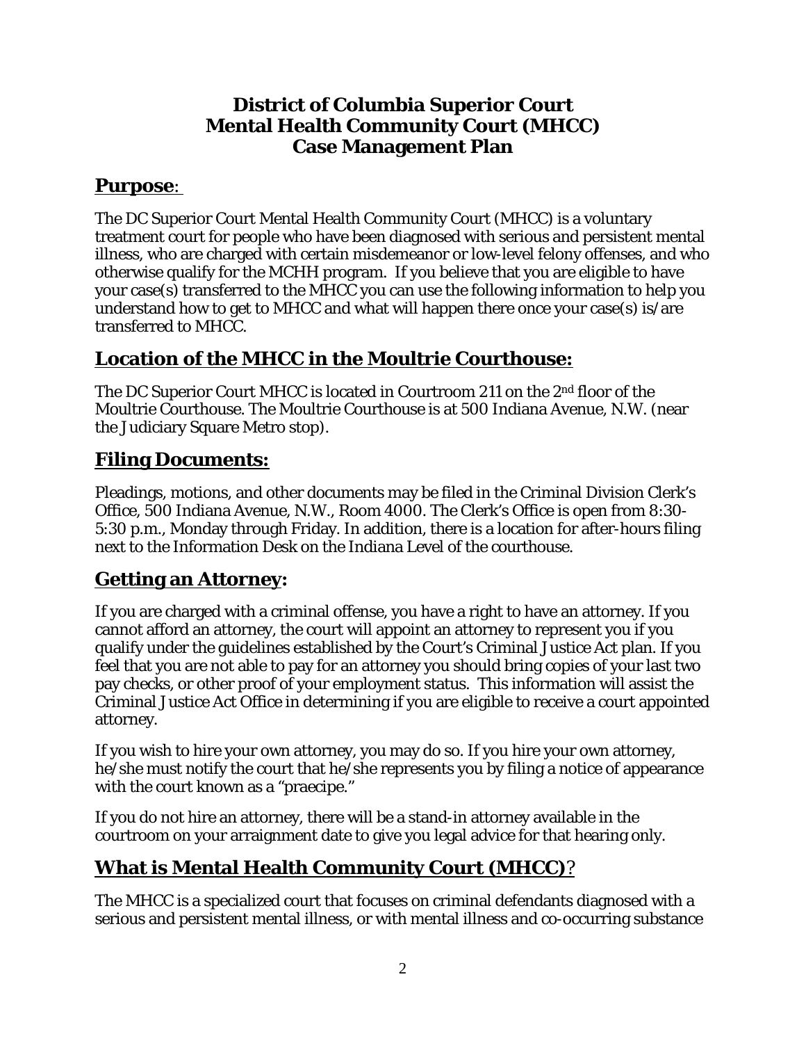# District of Columbia Superior Court
# Mental Health Community Court (MHCC)
# Case Management Plan

## Purpose:

The DC Superior Court Mental Health Community Court (MHCC) is a voluntary treatment court for people who have been diagnosed with serious and persistent mental illness, who are charged with certain misdemeanor or low-level felony offenses, and who otherwise qualify for the MCHH program. If you believe that you are eligible to have your case(s) transferred to the MHCC you can use the following information to help you understand how to get to MHCC and what will happen there once your case(s) is/are transferred to MHCC.

## Location of the MHCC in the Moultrie Courthouse:

The DC Superior Court MHCC is located in Courtroom 211 on the 2nd floor of the Moultrie Courthouse. The Moultrie Courthouse is at 500 Indiana Avenue, N.W. (near the Judiciary Square Metro stop).

## Filing Documents:

Pleadings, motions, and other documents may be filed in the Criminal Division Clerk's Office, 500 Indiana Avenue, N.W., Room 4000. The Clerk's Office is open from 8:30-5:30 p.m., Monday through Friday. In addition, there is a location for after-hours filing next to the Information Desk on the Indiana Level of the courthouse.

## Getting an Attorney:

If you are charged with a criminal offense, you have a right to have an attorney. If you cannot afford an attorney, the court will appoint an attorney to represent you if you qualify under the guidelines established by the Court's Criminal Justice Act plan. If you feel that you are not able to pay for an attorney you should bring copies of your last two pay checks, or other proof of your employment status. This information will assist the Criminal Justice Act Office in determining if you are eligible to receive a court appointed attorney.

If you wish to hire your own attorney, you may do so. If you hire your own attorney, he/she must notify the court that he/she represents you by filing a notice of appearance with the court known as a "praecipe."

If you do not hire an attorney, there will be a stand-in attorney available in the courtroom on your arraignment date to give you legal advice for that hearing only.

## What is Mental Health Community Court (MHCC)?

The MHCC is a specialized court that focuses on criminal defendants diagnosed with a serious and persistent mental illness, or with mental illness and co-occurring substance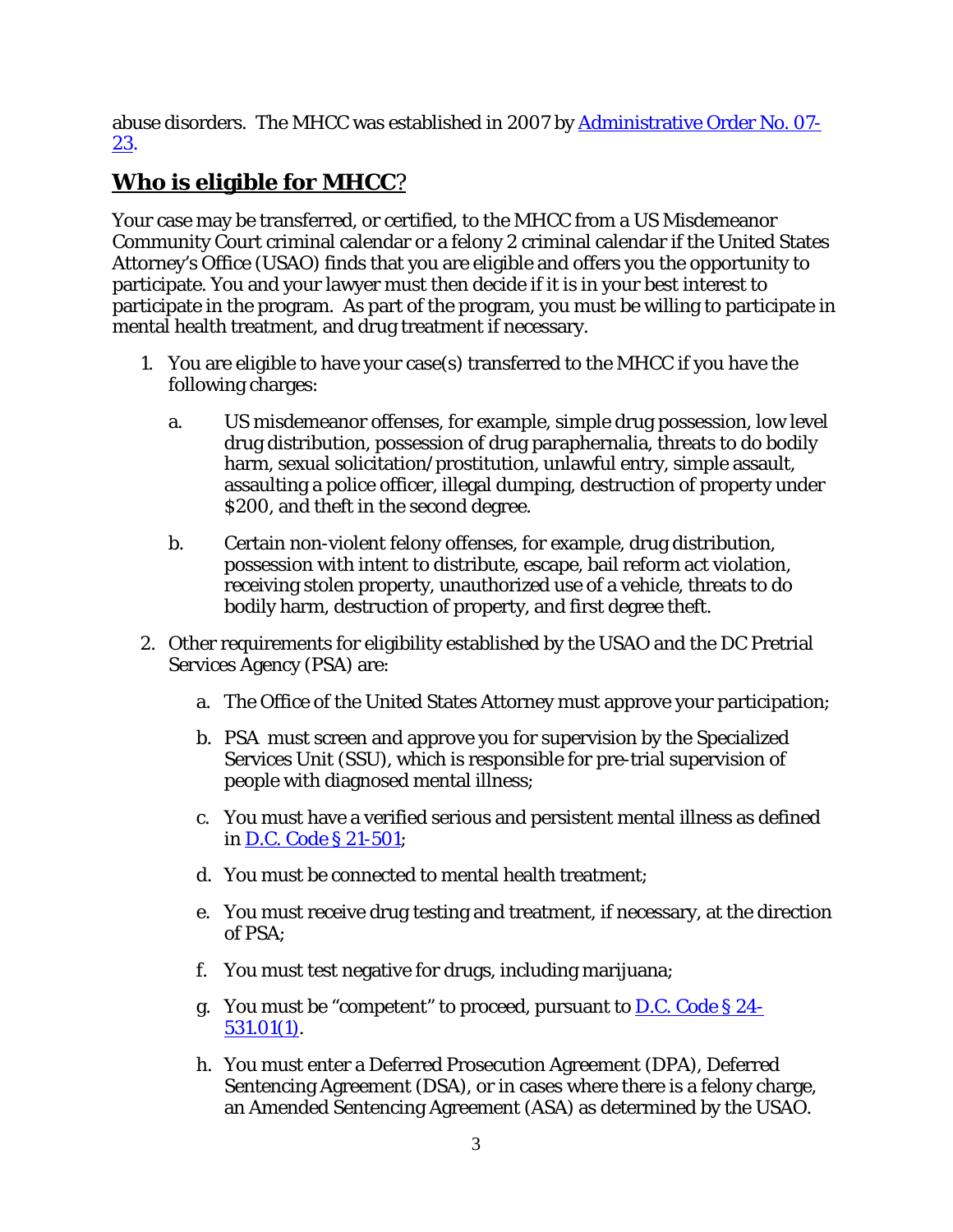abuse disorders. The MHCC was established in 2007 by [Administrative Order No. 07-23](#).

## **Who is eligible for MHCC?**

Your case may be transferred, or certified, to the MHCC from a US Misdemeanor Community Court criminal calendar or a felony 2 criminal calendar if the United States Attorney's Office (USAO) finds that you are eligible and offers you the opportunity to participate. You and your lawyer must then decide if it is in your best interest to participate in the program. As part of the program, you must be willing to participate in mental health treatment, and drug treatment if necessary.

1. You are eligible to have your case(s) transferred to the MHCC if you have the following charges:

   a. US misdemeanor offenses, for example, simple drug possession, low level drug distribution, possession of drug paraphernalia, threats to do bodily harm, sexual solicitation/prostitution, unlawful entry, simple assault, assaulting a police officer, illegal dumping, destruction of property under $200, and theft in the second degree.

   b. Certain non-violent felony offenses, for example, drug distribution, possession with intent to distribute, escape, bail reform act violation, receiving stolen property, unauthorized use of a vehicle, threats to do bodily harm, destruction of property, and first degree theft.

2. Other requirements for eligibility established by the USAO and the DC Pretrial Services Agency (PSA) are:

   a. The Office of the United States Attorney must approve your participation;

   b. PSA must screen and approve you for supervision by the Specialized Services Unit (SSU), which is responsible for pre-trial supervision of people with diagnosed mental illness;

   c. You must have a verified serious and persistent mental illness as defined in [D.C. Code § 21-501](#);

   d. You must be connected to mental health treatment;

   e. You must receive drug testing and treatment, if necessary, at the direction of PSA;

   f. You must test negative for drugs, including marijuana;

   g. You must be "competent" to proceed, pursuant to [D.C. Code § 24-531.01(1)](#).

   h. You must enter a Deferred Prosecution Agreement (DPA), Deferred Sentencing Agreement (DSA), or in cases where there is a felony charge, an Amended Sentencing Agreement (ASA) as determined by the USAO.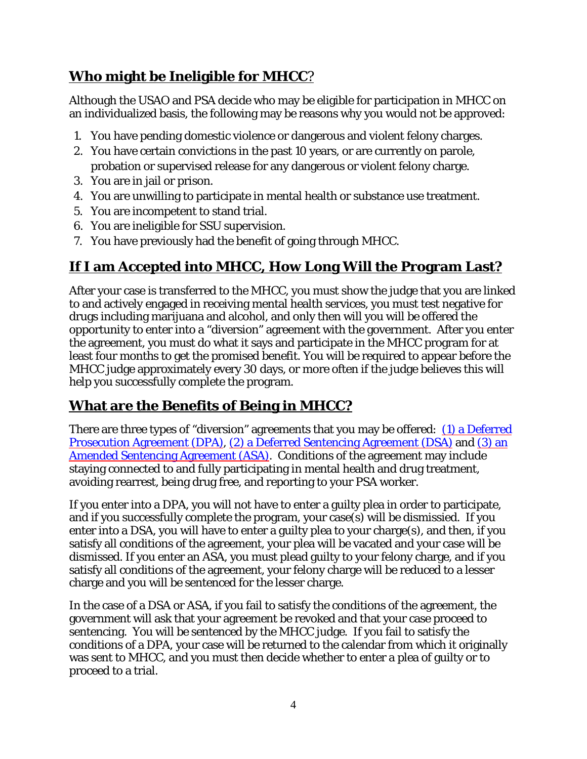## **Who might be Ineligible for MHCC?**

Although the USAO and PSA decide who may be eligible for participation in MHCC on an individualized basis, the following may be reasons why you would not be approved:

1. You have pending domestic violence or dangerous and violent felony charges.
2. You have certain convictions in the past 10 years, or are currently on parole, probation or supervised release for any dangerous or violent felony charge.
3. You are in jail or prison.
4. You are unwilling to participate in mental health or substance use treatment.
5. You are incompetent to stand trial.
6. You are ineligible for SSU supervision.
7. You have previously had the benefit of going through MHCC.

## **If I am Accepted into MHCC, How Long Will the Program Last?**

After your case is transferred to the MHCC, you must show the judge that you are linked to and actively engaged in receiving mental health services, you must test negative for drugs including marijuana and alcohol, and only then will you will be offered the opportunity to enter into a "diversion" agreement with the government. After you enter the agreement, you must do what it says and participate in the MHCC program for at least four months to get the promised benefit. You will be required to appear before the MHCC judge approximately every 30 days, or more often if the judge believes this will help you successfully complete the program.

## **What are the Benefits of Being in MHCC?**

There are three types of "diversion" agreements that you may be offered: (1) a Deferred Prosecution Agreement (DPA), (2) a Deferred Sentencing Agreement (DSA) and (3) an Amended Sentencing Agreement (ASA). Conditions of the agreement may include staying connected to and fully participating in mental health and drug treatment, avoiding rearrest, being drug free, and reporting to your PSA worker.

If you enter into a DPA, you will not have to enter a guilty plea in order to participate, and if you successfully complete the program, your case(s) will be dismissed. If you enter into a DSA, you will have to enter a guilty plea to your charge(s), and then, if you satisfy all conditions of the agreement, your plea will be vacated and your case will be dismissed. If you enter an ASA, you must plead guilty to your felony charge, and if you satisfy all conditions of the agreement, your felony charge will be reduced to a lesser charge and you will be sentenced for the lesser charge.

In the case of a DSA or ASA, if you fail to satisfy the conditions of the agreement, the government will ask that your agreement be revoked and that your case proceed to sentencing. You will be sentenced by the MHCC judge. If you fail to satisfy the conditions of a DPA, your case will be returned to the calendar from which it originally was sent to MHCC, and you must then decide whether to enter a plea of guilty or to proceed to a trial.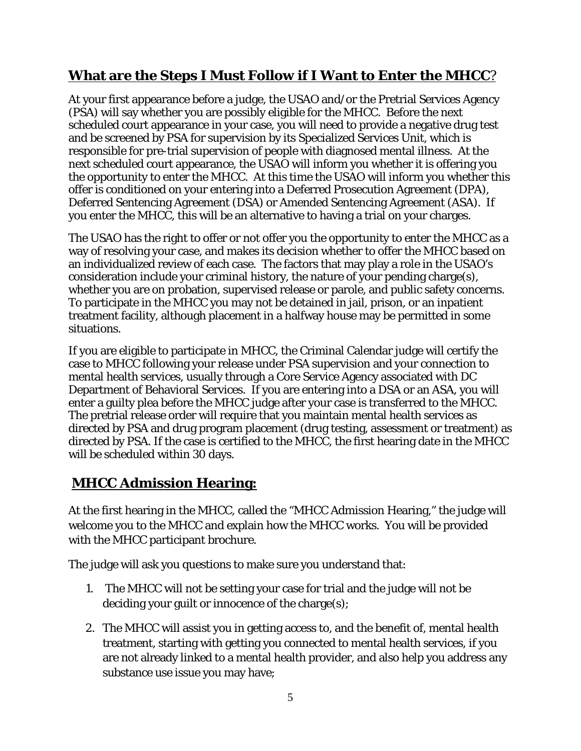## **What are the Steps I Must Follow if I Want to Enter the MHCC?**

At your first appearance before a judge, the USAO and/or the Pretrial Services Agency (PSA) will say whether you are possibly eligible for the MHCC. Before the next scheduled court appearance in your case, you will need to provide a negative drug test and be screened by PSA for supervision by its Specialized Services Unit, which is responsible for pre-trial supervision of people with diagnosed mental illness. At the next scheduled court appearance, the USAO will inform you whether it is offering you the opportunity to enter the MHCC. At this time the USAO will inform you whether this offer is conditioned on your entering into a Deferred Prosecution Agreement (DPA), Deferred Sentencing Agreement (DSA) or Amended Sentencing Agreement (ASA). If you enter the MHCC, this will be an alternative to having a trial on your charges.

The USAO has the right to offer or not offer you the opportunity to enter the MHCC as a way of resolving your case, and makes its decision whether to offer the MHCC based on an individualized review of each case. The factors that may play a role in the USAO's consideration include your criminal history, the nature of your pending charge(s), whether you are on probation, supervised release or parole, and public safety concerns. To participate in the MHCC you may not be detained in jail, prison, or an inpatient treatment facility, although placement in a halfway house may be permitted in some situations.

If you are eligible to participate in MHCC, the Criminal Calendar judge will certify the case to MHCC following your release under PSA supervision and your connection to mental health services, usually through a Core Service Agency associated with DC Department of Behavioral Services. If you are entering into a DSA or an ASA, you will enter a guilty plea before the MHCC judge after your case is transferred to the MHCC. The pretrial release order will require that you maintain mental health services as directed by PSA and drug program placement (drug testing, assessment or treatment) as directed by PSA. If the case is certified to the MHCC, the first hearing date in the MHCC will be scheduled within 30 days.

## **MHCC Admission Hearing:**

At the first hearing in the MHCC, called the "MHCC Admission Hearing," the judge will welcome you to the MHCC and explain how the MHCC works. You will be provided with the MHCC participant brochure.

The judge will ask you questions to make sure you understand that:

1. The MHCC will not be setting your case for trial and the judge will not be deciding your guilt or innocence of the charge(s);
2. The MHCC will assist you in getting access to, and the benefit of, mental health treatment, starting with getting you connected to mental health services, if you are not already linked to a mental health provider, and also help you address any substance use issue you may have;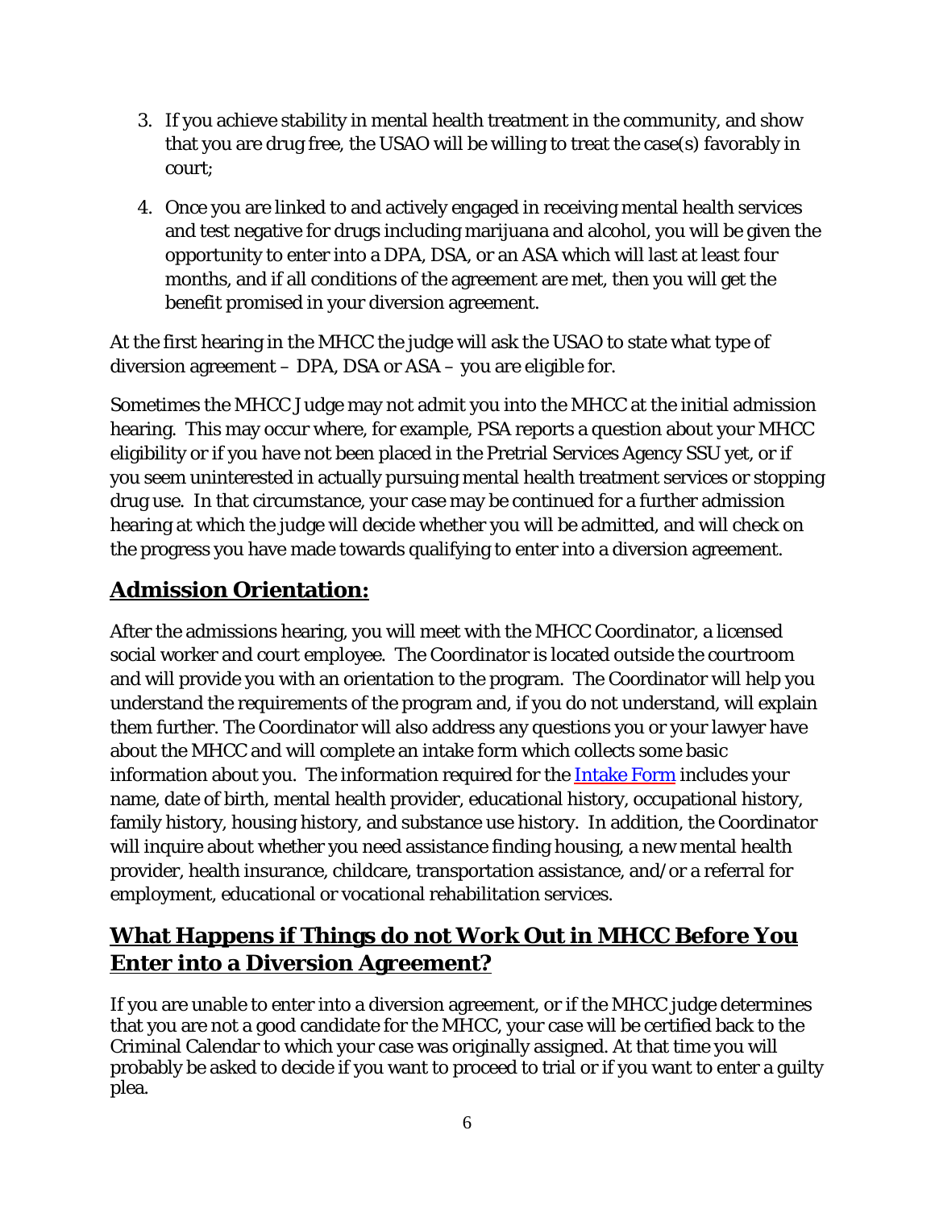3. If you achieve stability in mental health treatment in the community, and show that you are drug free, the USAO will be willing to treat the case(s) favorably in court;

4. Once you are linked to and actively engaged in receiving mental health services and test negative for drugs including marijuana and alcohol, you will be given the opportunity to enter into a DPA, DSA, or an ASA which will last at least four months, and if all conditions of the agreement are met, then you will get the benefit promised in your diversion agreement.

At the first hearing in the MHCC the judge will ask the USAO to state what type of diversion agreement – DPA, DSA or ASA – you are eligible for.

Sometimes the MHCC Judge may not admit you into the MHCC at the initial admission hearing. This may occur where, for example, PSA reports a question about your MHCC eligibility or if you have not been placed in the Pretrial Services Agency SSU yet, or if you seem uninterested in actually pursuing mental health treatment services or stopping drug use. In that circumstance, your case may be continued for a further admission hearing at which the judge will decide whether you will be admitted, and will check on the progress you have made towards qualifying to enter into a diversion agreement.

## Admission Orientation:

After the admissions hearing, you will meet with the MHCC Coordinator, a licensed social worker and court employee. The Coordinator is located outside the courtroom and will provide you with an orientation to the program. The Coordinator will help you understand the requirements of the program and, if you do not understand, will explain them further. The Coordinator will also address any questions you or your lawyer have about the MHCC and will complete an intake form which collects some basic information about you. The information required for the Intake Form includes your name, date of birth, mental health provider, educational history, occupational history, family history, housing history, and substance use history. In addition, the Coordinator will inquire about whether you need assistance finding housing, a new mental health provider, health insurance, childcare, transportation assistance, and/or a referral for employment, educational or vocational rehabilitation services.

## What Happens if Things do not Work Out in MHCC Before You Enter into a Diversion Agreement?

If you are unable to enter into a diversion agreement, or if the MHCC judge determines that you are not a good candidate for the MHCC, your case will be certified back to the Criminal Calendar to which your case was originally assigned. At that time you will probably be asked to decide if you want to proceed to trial or if you want to enter a guilty plea.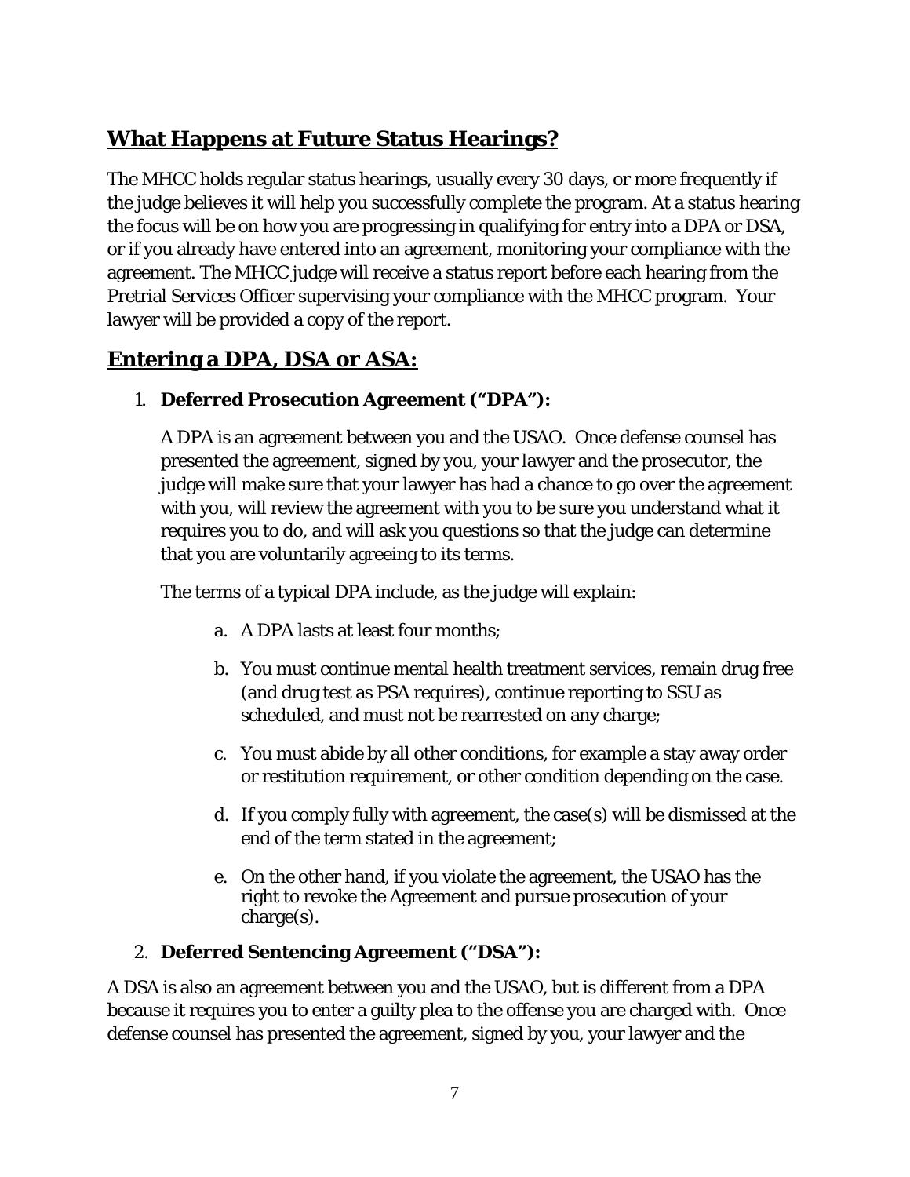## What Happens at Future Status Hearings?

The MHCC holds regular status hearings, usually every 30 days, or more frequently if the judge believes it will help you successfully complete the program. At a status hearing the focus will be on how you are progressing in qualifying for entry into a DPA or DSA, or if you already have entered into an agreement, monitoring your compliance with the agreement. The MHCC judge will receive a status report before each hearing from the Pretrial Services Officer supervising your compliance with the MHCC program. Your lawyer will be provided a copy of the report.

## Entering a DPA, DSA or ASA:

1. **Deferred Prosecution Agreement ("DPA"):**

   A DPA is an agreement between you and the USAO. Once defense counsel has presented the agreement, signed by you, your lawyer and the prosecutor, the judge will make sure that your lawyer has had a chance to go over the agreement with you, will review the agreement with you to be sure you understand what it requires you to do, and will ask you questions so that the judge can determine that you are voluntarily agreeing to its terms.

   The terms of a typical DPA include, as the judge will explain:

   a. A DPA lasts at least four months;

   b. You must continue mental health treatment services, remain drug free (and drug test as PSA requires), continue reporting to SSU as scheduled, and must not be rearrested on any charge;

   c. You must abide by all other conditions, for example a stay away order or restitution requirement, or other condition depending on the case.

   d. If you comply fully with agreement, the case(s) will be dismissed at the end of the term stated in the agreement;

   e. On the other hand, if you violate the agreement, the USAO has the right to revoke the Agreement and pursue prosecution of your charge(s).

2. **Deferred Sentencing Agreement ("DSA"):**

A DSA is also an agreement between you and the USAO, but is different from a DPA because it requires you to enter a guilty plea to the offense you are charged with. Once defense counsel has presented the agreement, signed by you, your lawyer and the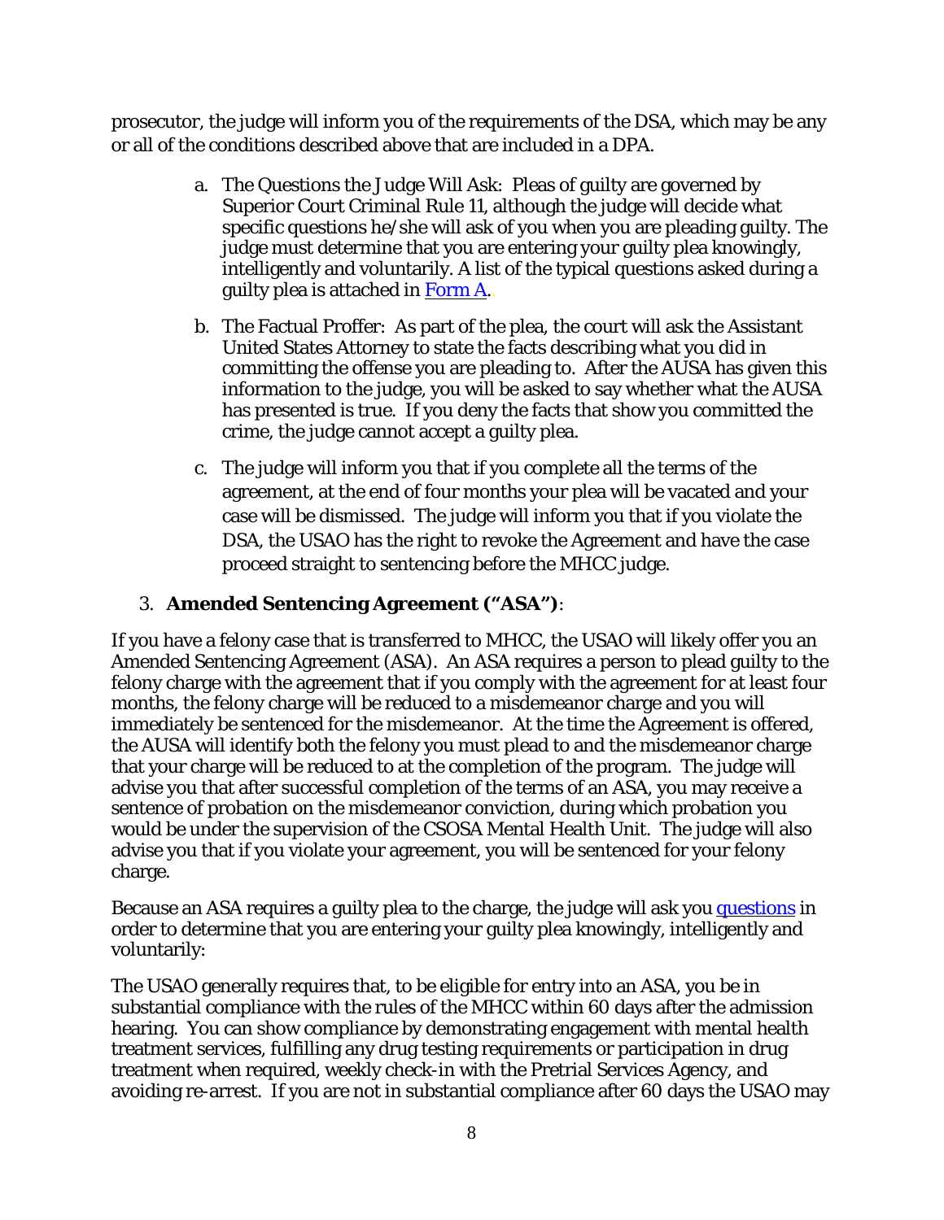prosecutor, the judge will inform you of the requirements of the DSA, which may be any or all of the conditions described above that are included in a DPA.

a. The Questions the Judge Will Ask: Pleas of guilty are governed by Superior Court Criminal Rule 11, although the judge will decide what specific questions he/she will ask of you when you are pleading guilty. The judge must determine that you are entering your guilty plea knowingly, intelligently and voluntarily. A list of the typical questions asked during a guilty plea is attached in Form A..

b. The Factual Proffer: As part of the plea, the court will ask the Assistant United States Attorney to state the facts describing what you did in committing the offense you are pleading to. After the AUSA has given this information to the judge, you will be asked to say whether what the AUSA has presented is true. If you deny the facts that show you committed the crime, the judge cannot accept a guilty plea.

c. The judge will inform you that if you complete all the terms of the agreement, at the end of four months your plea will be vacated and your case will be dismissed. The judge will inform you that if you violate the DSA, the USAO has the right to revoke the Agreement and have the case proceed straight to sentencing before the MHCC judge.

3. **Amended Sentencing Agreement ("ASA")**:

If you have a felony case that is transferred to MHCC, the USAO will likely offer you an Amended Sentencing Agreement (ASA). An ASA requires a person to plead guilty to the felony charge with the agreement that if you comply with the agreement for at least four months, the felony charge will be reduced to a misdemeanor charge and you will immediately be sentenced for the misdemeanor. At the time the Agreement is offered, the AUSA will identify both the felony you must plead to and the misdemeanor charge that your charge will be reduced to at the completion of the program. The judge will advise you that after successful completion of the terms of an ASA, you may receive a sentence of probation on the misdemeanor conviction, during which probation you would be under the supervision of the CSOSA Mental Health Unit. The judge will also advise you that if you violate your agreement, you will be sentenced for your felony charge.

Because an ASA requires a guilty plea to the charge, the judge will ask you questions in order to determine that you are entering your guilty plea knowingly, intelligently and voluntarily:

The USAO generally requires that, to be eligible for entry into an ASA, you be in substantial compliance with the rules of the MHCC within 60 days after the admission hearing. You can show compliance by demonstrating engagement with mental health treatment services, fulfilling any drug testing requirements or participation in drug treatment when required, weekly check-in with the Pretrial Services Agency, and avoiding re-arrest. If you are not in substantial compliance after 60 days the USAO may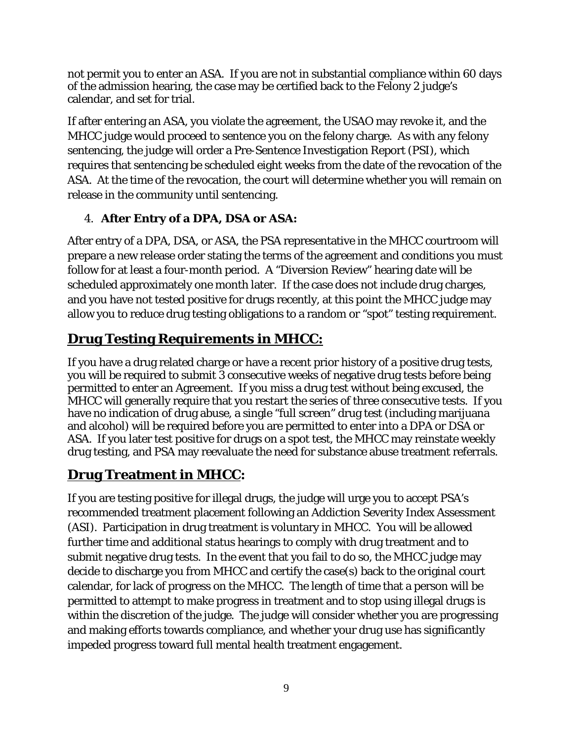not permit you to enter an ASA. If you are not in substantial compliance within 60 days of the admission hearing, the case may be certified back to the Felony 2 judge's calendar, and set for trial.

If after entering an ASA, you violate the agreement, the USAO may revoke it, and the MHCC judge would proceed to sentence you on the felony charge. As with any felony sentencing, the judge will order a Pre-Sentence Investigation Report (PSI), which requires that sentencing be scheduled eight weeks from the date of the revocation of the ASA. At the time of the revocation, the court will determine whether you will remain on release in the community until sentencing.

4. **After Entry of a DPA, DSA or ASA:**

After entry of a DPA, DSA, or ASA, the PSA representative in the MHCC courtroom will prepare a new release order stating the terms of the agreement and conditions you must follow for at least a four-month period. A "Diversion Review" hearing date will be scheduled approximately one month later. If the case does not include drug charges, and you have not tested positive for drugs recently, at this point the MHCC judge may allow you to reduce drug testing obligations to a random or "spot" testing requirement.

## Drug Testing Requirements in MHCC:

If you have a drug related charge or have a recent prior history of a positive drug tests, you will be required to submit 3 consecutive weeks of negative drug tests before being permitted to enter an Agreement. If you miss a drug test without being excused, the MHCC will generally require that you restart the series of three consecutive tests. If you have no indication of drug abuse, a single "full screen" drug test (including marijuana and alcohol) will be required before you are permitted to enter into a DPA or DSA or ASA. If you later test positive for drugs on a spot test, the MHCC may reinstate weekly drug testing, and PSA may reevaluate the need for substance abuse treatment referrals.

## Drug Treatment in MHCC:

If you are testing positive for illegal drugs, the judge will urge you to accept PSA's recommended treatment placement following an Addiction Severity Index Assessment (ASI). Participation in drug treatment is voluntary in MHCC. You will be allowed further time and additional status hearings to comply with drug treatment and to submit negative drug tests. In the event that you fail to do so, the MHCC judge may decide to discharge you from MHCC and certify the case(s) back to the original court calendar, for lack of progress on the MHCC. The length of time that a person will be permitted to attempt to make progress in treatment and to stop using illegal drugs is within the discretion of the judge. The judge will consider whether you are progressing and making efforts towards compliance, and whether your drug use has significantly impeded progress toward full mental health treatment engagement.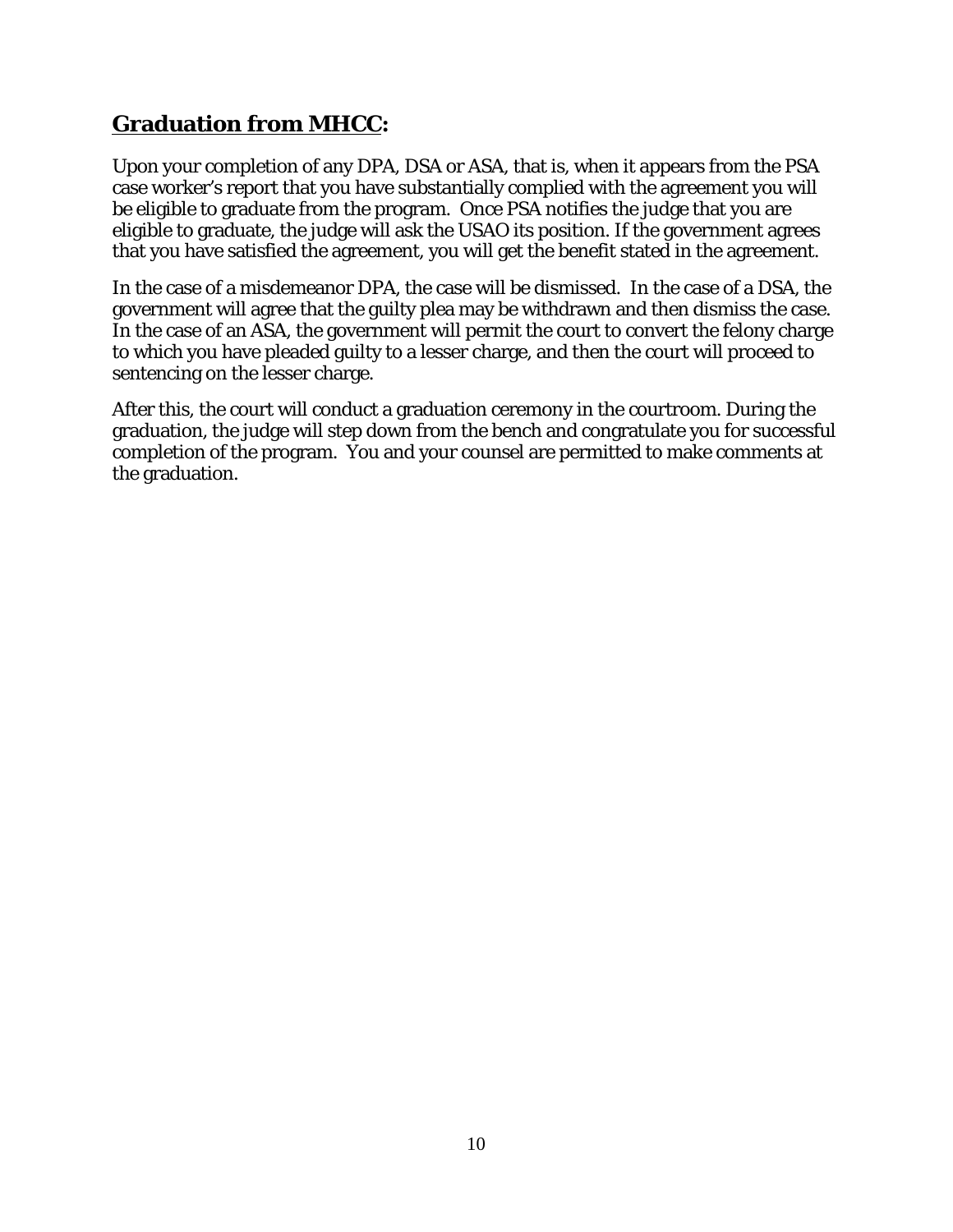## Graduation from MHCC:

Upon your completion of any DPA, DSA or ASA, that is, when it appears from the PSA case worker's report that you have substantially complied with the agreement you will be eligible to graduate from the program. Once PSA notifies the judge that you are eligible to graduate, the judge will ask the USAO its position. If the government agrees that you have satisfied the agreement, you will get the benefit stated in the agreement.

In the case of a misdemeanor DPA, the case will be dismissed. In the case of a DSA, the government will agree that the guilty plea may be withdrawn and then dismiss the case. In the case of an ASA, the government will permit the court to convert the felony charge to which you have pleaded guilty to a lesser charge, and then the court will proceed to sentencing on the lesser charge.

After this, the court will conduct a graduation ceremony in the courtroom. During the graduation, the judge will step down from the bench and congratulate you for successful completion of the program. You and your counsel are permitted to make comments at the graduation.